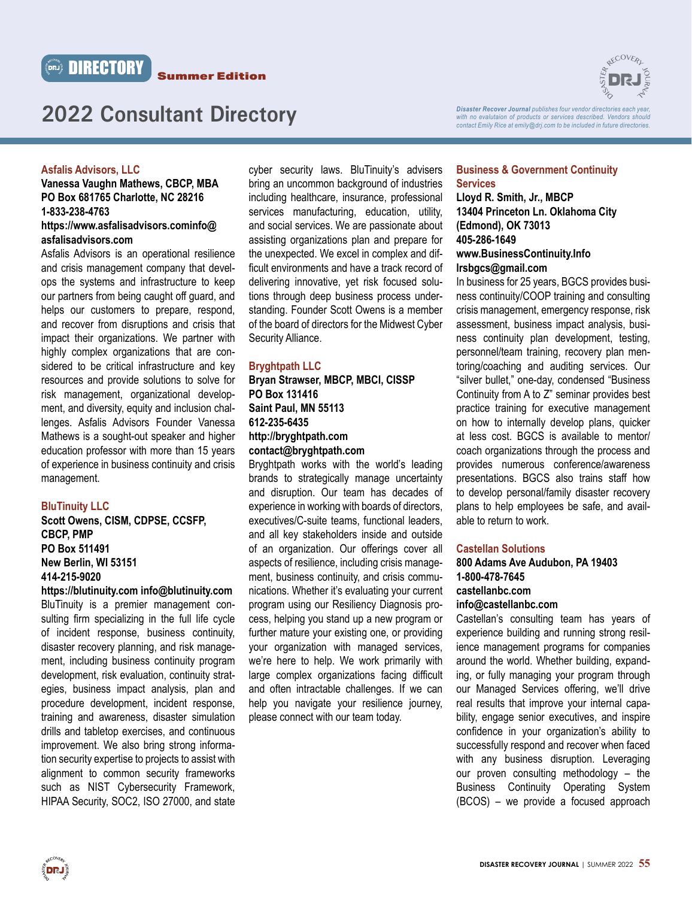DIRECTORY **Summer Edition**

# 2022 Consultant Directory

*Disaster Recover Journal publishes four vendor directories each year, with no evalutaion of products or services described. Vendors should contact Emily Rice at emily@drj.com to be included in future directories.*

## Asfalis Advisors, LLC

**Vanessa Vaughn Mathews, CBCP, MBA**
**PO Box 681765 Charlotte, NC 28216**
**1-833-238-4763**
**https://www.asfalisadvisors.cominfo@asfalisadvisors.com**

Asfalis Advisors is an operational resilience and crisis management company that develops the systems and infrastructure to keep our partners from being caught off guard, and helps our customers to prepare, respond, and recover from disruptions and crisis that impact their organizations. We partner with highly complex organizations that are considered to be critical infrastructure and key resources and provide solutions to solve for risk management, organizational development, and diversity, equity and inclusion challenges. Asfalis Advisors Founder Vanessa Mathews is a sought-out speaker and higher education professor with more than 15 years of experience in business continuity and crisis management.

## BluTinuity LLC

**Scott Owens, CISM, CDPSE, CCSFP, CBCP, PMP**
**PO Box 511491**
**New Berlin, WI 53151**
**414-215-9020**
**https://blutinuity.com info@blutinuity.com**

BluTinuity is a premier management consulting firm specializing in the full life cycle of incident response, business continuity, disaster recovery planning, and risk management, including business continuity program development, risk evaluation, continuity strategies, business impact analysis, plan and procedure development, incident response, training and awareness, disaster simulation drills and tabletop exercises, and continuous improvement. We also bring strong information security expertise to projects to assist with alignment to common security frameworks such as NIST Cybersecurity Framework, HIPAA Security, SOC2, ISO 27000, and state cyber security laws. BluTinuity's advisers bring an uncommon background of industries including healthcare, insurance, professional services manufacturing, education, utility, and social services. We are passionate about assisting organizations plan and prepare for the unexpected. We excel in complex and difficult environments and have a track record of delivering innovative, yet risk focused solutions through deep business process understanding. Founder Scott Owens is a member of the board of directors for the Midwest Cyber Security Alliance.

## Bryghtpath LLC

**Bryan Strawser, MBCP, MBCI, CISSP**
**PO Box 131416**
**Saint Paul, MN 55113**
**612-235-6435**
**http://bryghtpath.com**
**contact@bryghtpath.com**

Bryghtpath works with the world's leading brands to strategically manage uncertainty and disruption. Our team has decades of experience in working with boards of directors, executives/C-suite teams, functional leaders, and all key stakeholders inside and outside of an organization. Our offerings cover all aspects of resilience, including crisis management, business continuity, and crisis communications. Whether it's evaluating your current program using our Resiliency Diagnosis process, helping you stand up a new program or further mature your existing one, or providing your organization with managed services, we're here to help. We work primarily with large complex organizations facing difficult and often intractable challenges. If we can help you navigate your resilience journey, please connect with our team today.

## Business & Government Continuity Services

**Lloyd R. Smith, Jr., MBCP**
**13404 Princeton Ln. Oklahoma City (Edmond), OK 73013**
**405-286-1649**
**www.BusinessContinuity.Info**
**lrsbgcs@gmail.com**

In business for 25 years, BGCS provides business continuity/COOP training and consulting crisis management, emergency response, risk assessment, business impact analysis, business continuity plan development, testing, personnel/team training, recovery plan mentoring/coaching and auditing services. Our "silver bullet," one-day, condensed "Business Continuity from A to Z" seminar provides best practice training for executive management on how to internally develop plans, quicker at less cost. BGCS is available to mentor/coach organizations through the process and provides numerous conference/awareness presentations. BGCS also trains staff how to develop personal/family disaster recovery plans to help employees be safe, and available to return to work.

## Castellan Solutions

**800 Adams Ave Audubon, PA 19403**
**1-800-478-7645**
**castellanbc.com**
**info@castellanbc.com**

Castellan's consulting team has years of experience building and running strong resilience management programs for companies around the world. Whether building, expanding, or fully managing your program through our Managed Services offering, we'll drive real results that improve your internal capability, engage senior executives, and inspire confidence in your organization's ability to successfully respond and recover when faced with any business disruption. Leveraging our proven consulting methodology – the Business Continuity Operating System (BCOS) – we provide a focused approach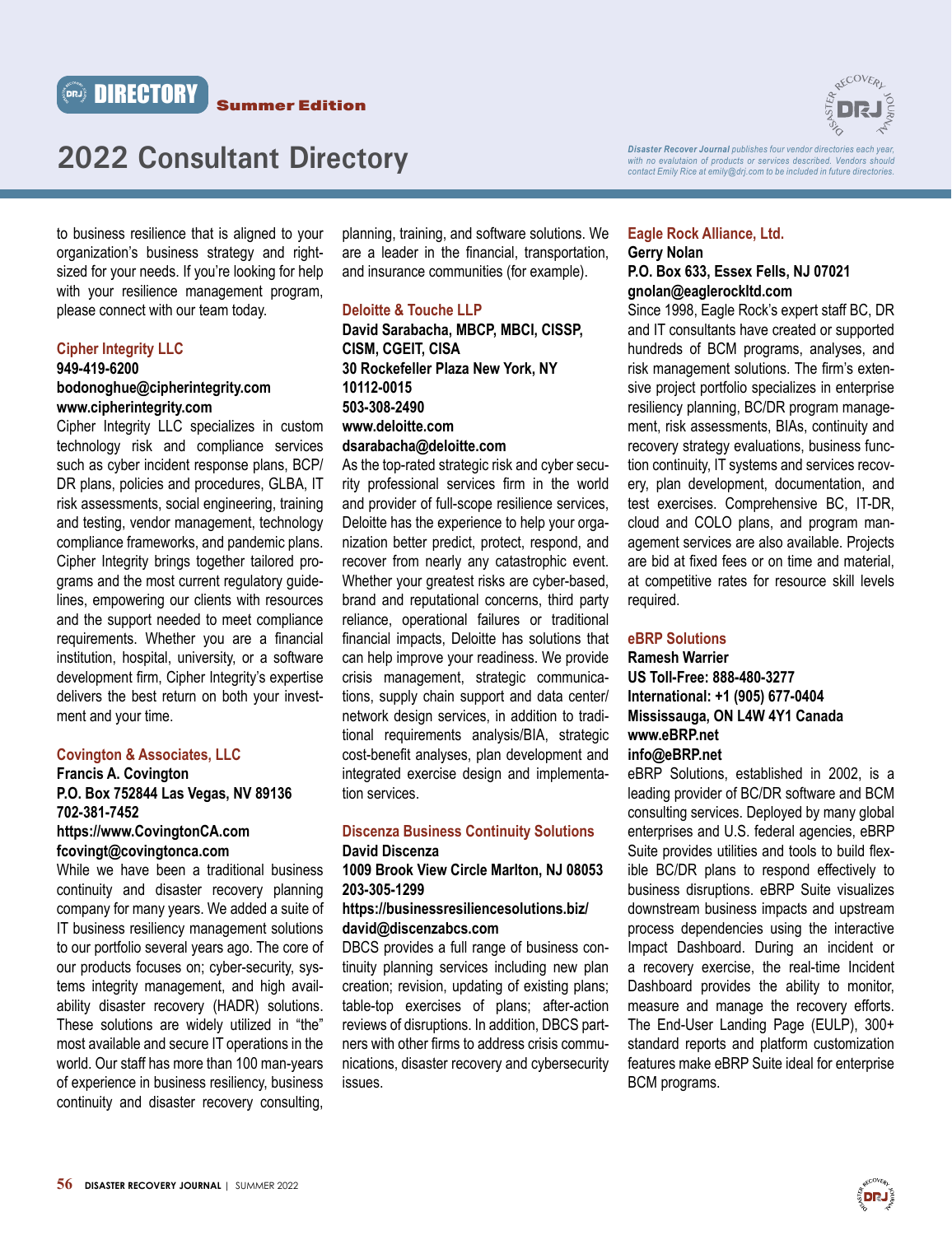# 2022 Consultant Directory

*Disaster Recover Journal publishes four vendor directories each year, with no evalutaion of products or services described. Vendors should contact Emily Rice at emily@drj.com to be included in future directories.*

to business resilience that is aligned to your organization's business strategy and right-sized for your needs. If you're looking for help with your resilience management program, please connect with our team today.

### Cipher Integrity LLC

**949-419-6200**
**bodonoghue@cipherintegrity.com**
**www.cipherintegrity.com**

Cipher Integrity LLC specializes in custom technology risk and compliance services such as cyber incident response plans, BCP/DR plans, policies and procedures, GLBA, IT risk assessments, social engineering, training and testing, vendor management, technology compliance frameworks, and pandemic plans. Cipher Integrity brings together tailored programs and the most current regulatory guidelines, empowering our clients with resources and the support needed to meet compliance requirements. Whether you are a financial institution, hospital, university, or a software development firm, Cipher Integrity's expertise delivers the best return on both your investment and your time.

### Covington & Associates, LLC

**Francis A. Covington**
**P.O. Box 752844 Las Vegas, NV 89136**
**702-381-7452**
**https://www.CovingtonCA.com**
**fcovingt@covingtonca.com**

While we have been a traditional business continuity and disaster recovery planning company for many years. We added a suite of IT business resiliency management solutions to our portfolio several years ago. The core of our products focuses on; cyber-security, systems integrity management, and high availability disaster recovery (HADR) solutions. These solutions are widely utilized in "the" most available and secure IT operations in the world. Our staff has more than 100 man-years of experience in business resiliency, business continuity and disaster recovery consulting, planning, training, and software solutions. We are a leader in the financial, transportation, and insurance communities (for example).

### Deloitte & Touche LLP

**David Sarabacha, MBCP, MBCI, CISSP, CISM, CGEIT, CISA**
**30 Rockefeller Plaza New York, NY 10112-0015**
**503-308-2490**
**www.deloitte.com**
**dsarabacha@deloitte.com**

As the top-rated strategic risk and cyber security professional services firm in the world and provider of full-scope resilience services, Deloitte has the experience to help your organization better predict, protect, respond, and recover from nearly any catastrophic event. Whether your greatest risks are cyber-based, brand and reputational concerns, third party reliance, operational failures or traditional financial impacts, Deloitte has solutions that can help improve your readiness. We provide crisis management, strategic communications, supply chain support and data center/network design services, in addition to traditional requirements analysis/BIA, strategic cost-benefit analyses, plan development and integrated exercise design and implementation services.

### Discenza Business Continuity Solutions

**David Discenza**
**1009 Brook View Circle Marlton, NJ 08053**
**203-305-1299**
**https://businessresiliencesolutions.biz/**
**david@discenzabcs.com**

DBCS provides a full range of business continuity planning services including new plan creation; revision, updating of existing plans; table-top exercises of plans; after-action reviews of disruptions. In addition, DBCS partners with other firms to address crisis communications, disaster recovery and cybersecurity issues.

### Eagle Rock Alliance, Ltd.

**Gerry Nolan**
**P.O. Box 633, Essex Fells, NJ 07021**
**gnolan@eaglerockltd.com**

Since 1998, Eagle Rock's expert staff BC, DR and IT consultants have created or supported hundreds of BCM programs, analyses, and risk management solutions. The firm's extensive project portfolio specializes in enterprise resiliency planning, BC/DR program management, risk assessments, BIAs, continuity and recovery strategy evaluations, business function continuity, IT systems and services recovery, plan development, documentation, and test exercises. Comprehensive BC, IT-DR, cloud and COLO plans, and program management services are also available. Projects are bid at fixed fees or on time and material, at competitive rates for resource skill levels required.

### eBRP Solutions

**Ramesh Warrier**
**US Toll-Free: 888-480-3277**
**International: +1 (905) 677-0404**
**Mississauga, ON L4W 4Y1 Canada**
**www.eBRP.net**
**info@eBRP.net**

eBRP Solutions, established in 2002, is a leading provider of BC/DR software and BCM consulting services. Deployed by many global enterprises and U.S. federal agencies, eBRP Suite provides utilities and tools to build flexible BC/DR plans to respond effectively to business disruptions. eBRP Suite visualizes downstream business impacts and upstream process dependencies using the interactive Impact Dashboard. During an incident or a recovery exercise, the real-time Incident Dashboard provides the ability to monitor, measure and manage the recovery efforts. The End-User Landing Page (EULP), 300+ standard reports and platform customization features make eBRP Suite ideal for enterprise BCM programs.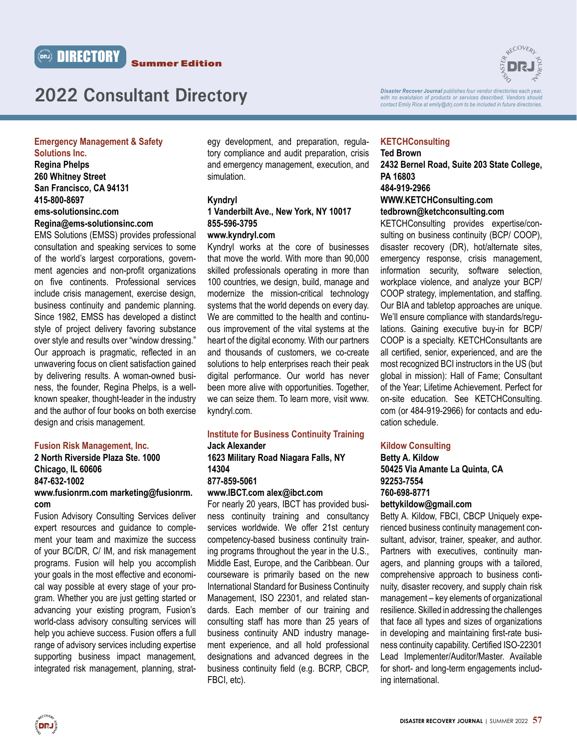# 2022 Consultant Directory

DIRECTORY **Summer Edition**

*Disaster Recover Journal publishes four vendor directories each year, with no evalutaion of products or services described. Vendors should contact Emily Rice at emily@drj.com to be included in future directories.*

### Emergency Management & Safety Solutions Inc.

**Regina Phelps**
**260 Whitney Street**
**San Francisco, CA 94131**
**415-800-8697**
**ems-solutionsinc.com**
**Regina@ems-solutionsinc.com**

EMS Solutions (EMSS) provides professional consultation and speaking services to some of the world's largest corporations, government agencies and non-profit organizations on five continents. Professional services include crisis management, exercise design, business continuity and pandemic planning. Since 1982, EMSS has developed a distinct style of project delivery favoring substance over style and results over "window dressing." Our approach is pragmatic, reflected in an unwavering focus on client satisfaction gained by delivering results. A woman-owned business, the founder, Regina Phelps, is a well-known speaker, thought-leader in the industry and the author of four books on both exercise design and crisis management.

### Fusion Risk Management, Inc.

**2 North Riverside Plaza Ste. 1000**
**Chicago, IL 60606**
**847-632-1002**
**www.fusionrm.com marketing@fusionrm.com**

Fusion Advisory Consulting Services deliver expert resources and guidance to complement your team and maximize the success of your BC/DR, C/ IM, and risk management programs. Fusion will help you accomplish your goals in the most effective and economical way possible at every stage of your program. Whether you are just getting started or advancing your existing program, Fusion's world-class advisory consulting services will help you achieve success. Fusion offers a full range of advisory services including expertise supporting business impact management, integrated risk management, planning, strategy development, and preparation, regulatory compliance and audit preparation, crisis and emergency management, execution, and simulation.

### Kyndryl

**1 Vanderbilt Ave., New York, NY 10017**
**855-596-3795**
**www.kyndryl.com**

Kyndryl works at the core of businesses that move the world. With more than 90,000 skilled professionals operating in more than 100 countries, we design, build, manage and modernize the mission-critical technology systems that the world depends on every day. We are committed to the health and continuous improvement of the vital systems at the heart of the digital economy. With our partners and thousands of customers, we co-create solutions to help enterprises reach their peak digital performance. Our world has never been more alive with opportunities. Together, we can seize them. To learn more, visit www.kyndryl.com.

### Institute for Business Continuity Training

**Jack Alexander**
**1623 Military Road Niagara Falls, NY 14304**
**877-859-5061**
**www.IBCT.com alex@ibct.com**

For nearly 20 years, IBCT has provided business continuity training and consultancy services worldwide. We offer 21st century competency-based business continuity training programs throughout the year in the U.S., Middle East, Europe, and the Caribbean. Our courseware is primarily based on the new International Standard for Business Continuity Management, ISO 22301, and related standards. Each member of our training and consulting staff has more than 25 years of business continuity AND industry management experience, and all hold professional designations and advanced degrees in the business continuity field (e.g. BCRP, CBCP, FBCI, etc).

### KETCHConsulting

**Ted Brown**
**2432 Bernel Road, Suite 203 State College, PA 16803**
**484-919-2966**
**WWW.KETCHConsulting.com**
**tedbrown@ketchconsulting.com**

KETCHConsulting provides expertise/consulting on business continuity (BCP/ COOP), disaster recovery (DR), hot/alternate sites, emergency response, crisis management, information security, software selection, workplace violence, and analyze your BCP/ COOP strategy, implementation, and staffing. Our BIA and tabletop approaches are unique. We'll ensure compliance with standards/regulations. Gaining executive buy-in for BCP/ COOP is a specialty. KETCHConsultants are all certified, senior, experienced, and are the most recognized BCI instructors in the US (but global in mission): Hall of Fame; Consultant of the Year; Lifetime Achievement. Perfect for on-site education. See KETCHConsulting.com (or 484-919-2966) for contacts and education schedule.

### Kildow Consulting

**Betty A. Kildow**
**50425 Via Amante La Quinta, CA 92253-7554**
**760-698-8771**
**bettykildow@gmail.com**

Betty A. Kildow, FBCI, CBCP Uniquely experienced business continuity management consultant, advisor, trainer, speaker, and author. Partners with executives, continuity managers, and planning groups with a tailored, comprehensive approach to business continuity, disaster recovery, and supply chain risk management – key elements of organizational resilience. Skilled in addressing the challenges that face all types and sizes of organizations in developing and maintaining first-rate business continuity capability. Certified ISO-22301 Lead Implementer/Auditor/Master. Available for short- and long-term engagements including international.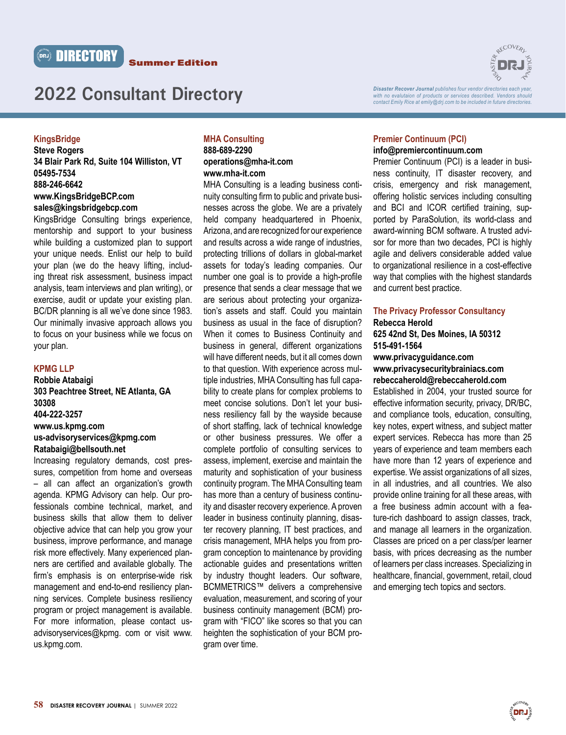DIRECTORY **Summer Edition**

# 2022 Consultant Directory

*Disaster Recover Journal publishes four vendor directories each year, with no evalutaion of products or services described. Vendors should contact Emily Rice at emily@drj.com to be included in future directories.*

## KingsBridge

**Steve Rogers**
**34 Blair Park Rd, Suite 104 Williston, VT 05495-7534**
**888-246-6642**
**www.KingsBridgeBCP.com**
**sales@kingsbridgebcp.com**

KingsBridge Consulting brings experience, mentorship and support to your business while building a customized plan to support your unique needs. Enlist our help to build your plan (we do the heavy lifting, including threat risk assessment, business impact analysis, team interviews and plan writing), or exercise, audit or update your existing plan. BC/DR planning is all we've done since 1983. Our minimally invasive approach allows you to focus on your business while we focus on your plan.

## KPMG LLP

**Robbie Atabaigi**
**303 Peachtree Street, NE Atlanta, GA 30308**
**404-222-3257**
**www.us.kpmg.com**
**us-advisoryservices@kpmg.com**
**Ratabaigi@bellsouth.net**

Increasing regulatory demands, cost pressures, competition from home and overseas – all can affect an organization's growth agenda. KPMG Advisory can help. Our professionals combine technical, market, and business skills that allow them to deliver objective advice that can help you grow your business, improve performance, and manage risk more effectively. Many experienced planners are certified and available globally. The firm's emphasis is on enterprise-wide risk management and end-to-end resiliency planning services. Complete business resiliency program or project management is available. For more information, please contact us-advisoryservices@kpmg. com or visit www.us.kpmg.com.

## MHA Consulting

**888-689-2290**
**operations@mha-it.com**
**www.mha-it.com**

MHA Consulting is a leading business continuity consulting firm to public and private businesses across the globe. We are a privately held company headquartered in Phoenix, Arizona, and are recognized for our experience and results across a wide range of industries, protecting trillions of dollars in global-market assets for today's leading companies. Our number one goal is to provide a high-profile presence that sends a clear message that we are serious about protecting your organization's assets and staff. Could you maintain business as usual in the face of disruption? When it comes to Business Continuity and business in general, different organizations will have different needs, but it all comes down to that question. With experience across multiple industries, MHA Consulting has full capability to create plans for complex problems to meet concise solutions. Don't let your business resiliency fall by the wayside because of short staffing, lack of technical knowledge or other business pressures. We offer a complete portfolio of consulting services to assess, implement, exercise and maintain the maturity and sophistication of your business continuity program. The MHA Consulting team has more than a century of business continuity and disaster recovery experience. A proven leader in business continuity planning, disaster recovery planning, IT best practices, and crisis management, MHA helps you from program conception to maintenance by providing actionable guides and presentations written by industry thought leaders. Our software, BCMMETRICS™ delivers a comprehensive evaluation, measurement, and scoring of your business continuity management (BCM) program with "FICO" like scores so that you can heighten the sophistication of your BCM program over time.

## Premier Continuum (PCI)

**info@premiercontinuum.com**

Premier Continuum (PCI) is a leader in business continuity, IT disaster recovery, and crisis, emergency and risk management, offering holistic services including consulting and BCI and ICOR certified training, supported by ParaSolution, its world-class and award-winning BCM software. A trusted advisor for more than two decades, PCI is highly agile and delivers considerable added value to organizational resilience in a cost-effective way that complies with the highest standards and current best practice.

## The Privacy Professor Consultancy

**Rebecca Herold**
**625 42nd St, Des Moines, IA 50312**
**515-491-1564**
**www.privacyguidance.com**
**www.privacysecuritybrainiacs.com**
**rebeccaherold@rebeccaherold.com**

Established in 2004, your trusted source for effective information security, privacy, DR/BC, and compliance tools, education, consulting, key notes, expert witness, and subject matter expert services. Rebecca has more than 25 years of experience and team members each have more than 12 years of experience and expertise. We assist organizations of all sizes, in all industries, and all countries. We also provide online training for all these areas, with a free business admin account with a feature-rich dashboard to assign classes, track, and manage all learners in the organization. Classes are priced on a per class/per learner basis, with prices decreasing as the number of learners per class increases. Specializing in healthcare, financial, government, retail, cloud and emerging tech topics and sectors.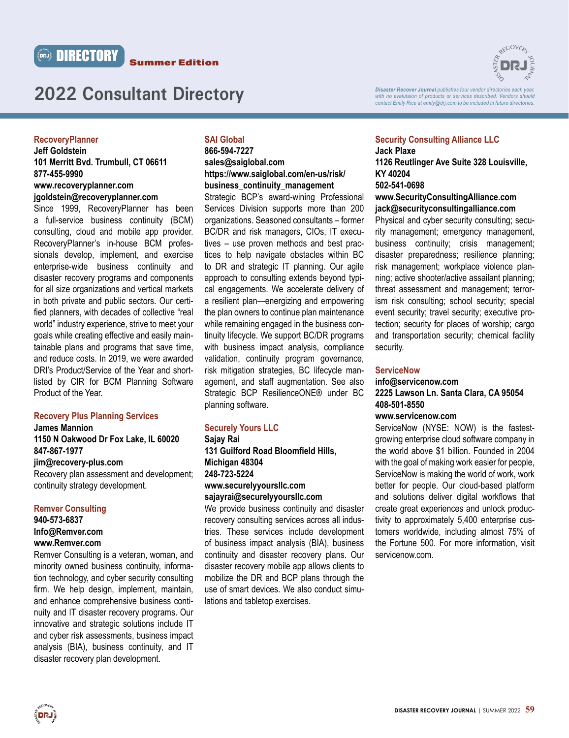DIRECTORY **Summer Edition**

# 2022 Consultant Directory

*Disaster Recover Journal publishes four vendor directories each year, with no evalutaion of products or services described. Vendors should contact Emily Rice at emily@drj.com to be included in future directories.*

## RecoveryPlanner

**Jeff Goldstein**
**101 Merritt Bvd. Trumbull, CT 06611**
**877-455-9990**
**www.recoveryplanner.com**
**jgoldstein@recoveryplanner.com**

Since 1999, RecoveryPlanner has been a full-service business continuity (BCM) consulting, cloud and mobile app provider. RecoveryPlanner's in-house BCM professionals develop, implement, and exercise enterprise-wide business continuity and disaster recovery programs and components for all size organizations and vertical markets in both private and public sectors. Our certified planners, with decades of collective "real world" industry experience, strive to meet your goals while creating effective and easily maintainable plans and programs that save time, and reduce costs. In 2019, we were awarded DRI's Product/Service of the Year and shortlisted by CIR for BCM Planning Software Product of the Year.

## Recovery Plus Planning Services

**James Mannion**
**1150 N Oakwood Dr Fox Lake, IL 60020**
**847-867-1977**
**jim@recovery-plus.com**

Recovery plan assessment and development; continuity strategy development.

## Remver Consulting

**940-573-6837**
**Info@Remver.com**
**www.Remver.com**

Remver Consulting is a veteran, woman, and minority owned business continuity, information technology, and cyber security consulting firm. We help design, implement, maintain, and enhance comprehensive business continuity and IT disaster recovery programs. Our innovative and strategic solutions include IT and cyber risk assessments, business impact analysis (BIA), business continuity, and IT disaster recovery plan development.

## SAI Global

**866-594-7227**
**sales@saiglobal.com**
**https://www.saiglobal.com/en-us/risk/business_continuity_management**

Strategic BCP's award-wining Professional Services Division supports more than 200 organizations. Seasoned consultants – former BC/DR and risk managers, CIOs, IT executives – use proven methods and best practices to help navigate obstacles within BC to DR and strategic IT planning. Our agile approach to consulting extends beyond typical engagements. We accelerate delivery of a resilient plan—energizing and empowering the plan owners to continue plan maintenance while remaining engaged in the business continuity lifecycle. We support BC/DR programs with business impact analysis, compliance validation, continuity program governance, risk mitigation strategies, BC lifecycle management, and staff augmentation. See also Strategic BCP ResilienceONE® under BC planning software.

## Securely Yours LLC

**Sajay Rai**
**131 Guilford Road Bloomfield Hills, Michigan 48304**
**248-723-5224**
**www.securelyyoursllc.com**
**sajayrai@securelyyoursllc.com**

We provide business continuity and disaster recovery consulting services across all industries. These services include development of business impact analysis (BIA), business continuity and disaster recovery plans. Our disaster recovery mobile app allows clients to mobilize the DR and BCP plans through the use of smart devices. We also conduct simulations and tabletop exercises.

## Security Consulting Alliance LLC

**Jack Plaxe**
**1126 Reutlinger Ave Suite 328 Louisville, KY 40204**
**502-541-0698**
**www.SecurityConsultingAlliance.com**
**jack@securityconsultingalliance.com**

Physical and cyber security consulting; security management; emergency management, business continuity; crisis management; disaster preparedness; resilience planning; risk management; workplace violence planning; active shooter/active assailant planning; threat assessment and management; terrorism risk consulting; school security; special event security; travel security; executive protection; security for places of worship; cargo and transportation security; chemical facility security.

## ServiceNow

**info@servicenow.com**
**2225 Lawson Ln. Santa Clara, CA 95054**
**408-501-8550**
**www.servicenow.com**

ServiceNow (NYSE: NOW) is the fastest-growing enterprise cloud software company in the world above $1 billion. Founded in 2004 with the goal of making work easier for people, ServiceNow is making the world of work, work better for people. Our cloud-based platform and solutions deliver digital workflows that create great experiences and unlock productivity to approximately 5,400 enterprise customers worldwide, including almost 75% of the Fortune 500. For more information, visit servicenow.com.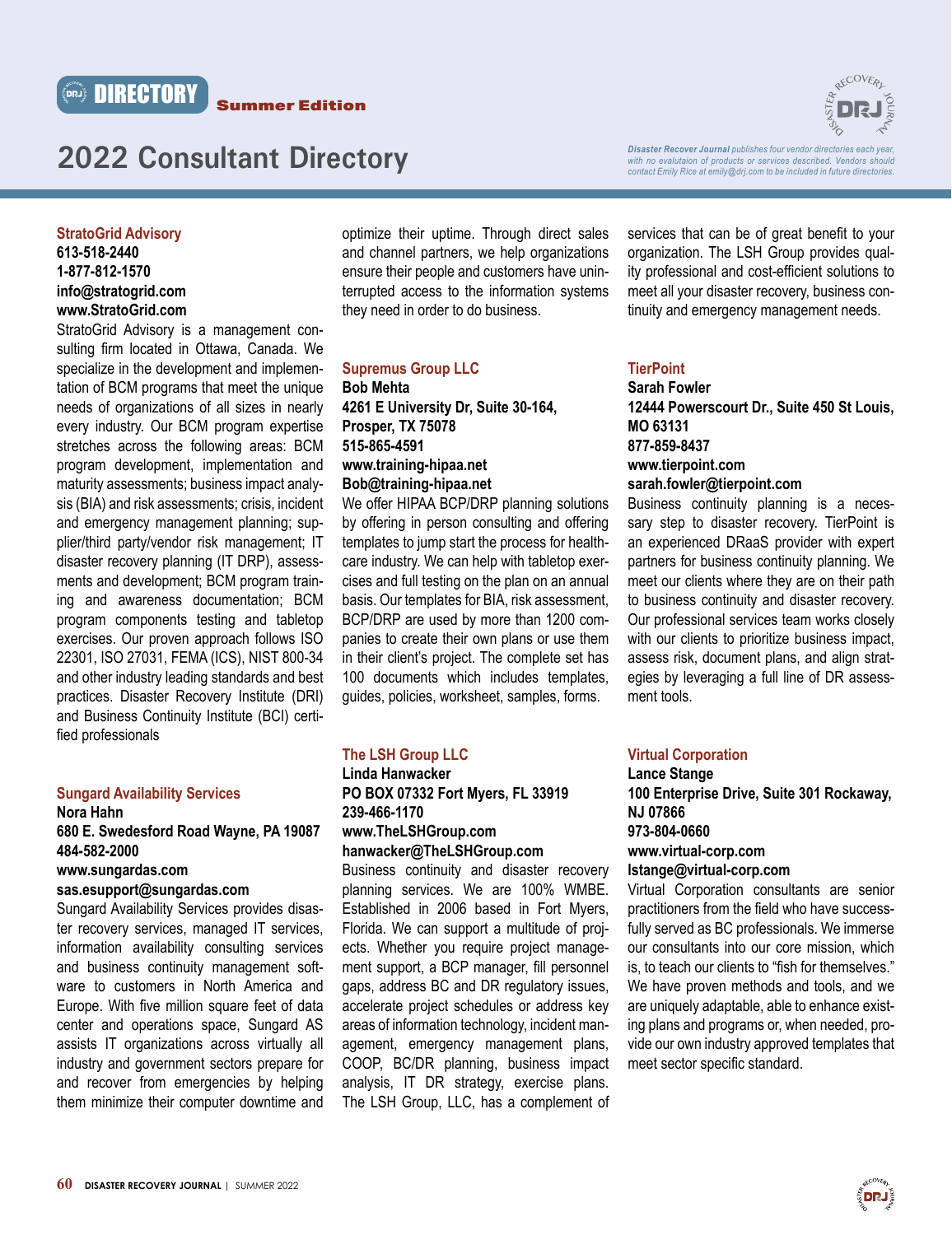DIRECTORY **Summer Edition**

# 2022 Consultant Directory

*Disaster Recover Journal publishes four vendor directories each year, with no evalutaion of products or services described. Vendors should contact Emily Rice at emily@drj.com to be included in future directories.*

### StratoGrid Advisory

**613-518-2440**
**1-877-812-1570**
**info@stratogrid.com**
**www.StratoGrid.com**

StratoGrid Advisory is a management consulting firm located in Ottawa, Canada. We specialize in the development and implementation of BCM programs that meet the unique needs of organizations of all sizes in nearly every industry. Our BCM program expertise stretches across the following areas: BCM program development, implementation and maturity assessments; business impact analysis (BIA) and risk assessments; crisis, incident and emergency management planning; supplier/third party/vendor risk management; IT disaster recovery planning (IT DRP), assessments and development; BCM program training and awareness documentation; BCM program components testing and tabletop exercises. Our proven approach follows ISO 22301, ISO 27031, FEMA (ICS), NIST 800-34 and other industry leading standards and best practices. Disaster Recovery Institute (DRI) and Business Continuity Institute (BCI) certified professionals

### Sungard Availability Services

**Nora Hahn**
**680 E. Swedesford Road Wayne, PA 19087**
**484-582-2000**
**www.sungardas.com**
**sas.esupport@sungardas.com**

Sungard Availability Services provides disaster recovery services, managed IT services, information availability consulting services and business continuity management software to customers in North America and Europe. With five million square feet of data center and operations space, Sungard AS assists IT organizations across virtually all industry and government sectors prepare for and recover from emergencies by helping them minimize their computer downtime and optimize their uptime. Through direct sales and channel partners, we help organizations ensure their people and customers have uninterrupted access to the information systems they need in order to do business.

### Supremus Group LLC

**Bob Mehta**
**4261 E University Dr, Suite 30-164, Prosper, TX 75078**
**515-865-4591**
**www.training-hipaa.net**
**Bob@training-hipaa.net**

We offer HIPAA BCP/DRP planning solutions by offering in person consulting and offering templates to jump start the process for healthcare industry. We can help with tabletop exercises and full testing on the plan on an annual basis. Our templates for BIA, risk assessment, BCP/DRP are used by more than 1200 companies to create their own plans or use them in their client's project. The complete set has 100 documents which includes templates, guides, policies, worksheet, samples, forms.

### The LSH Group LLC

**Linda Hanwacker**
**PO BOX 07332 Fort Myers, FL 33919**
**239-466-1170**
**www.TheLSHGroup.com**
**hanwacker@TheLSHGroup.com**

Business continuity and disaster recovery planning services. We are 100% WMBE. Established in 2006 based in Fort Myers, Florida. We can support a multitude of projects. Whether you require project management support, a BCP manager, fill personnel gaps, address BC and DR regulatory issues, accelerate project schedules or address key areas of information technology, incident management, emergency management plans, COOP, BC/DR planning, business impact analysis, IT DR strategy, exercise plans. The LSH Group, LLC, has a complement of services that can be of great benefit to your organization. The LSH Group provides quality professional and cost-efficient solutions to meet all your disaster recovery, business continuity and emergency management needs.

### TierPoint

**Sarah Fowler**
**12444 Powerscourt Dr., Suite 450 St Louis, MO 63131**
**877-859-8437**
**www.tierpoint.com**
**sarah.fowler@tierpoint.com**

Business continuity planning is a necessary step to disaster recovery. TierPoint is an experienced DRaaS provider with expert partners for business continuity planning. We meet our clients where they are on their path to business continuity and disaster recovery. Our professional services team works closely with our clients to prioritize business impact, assess risk, document plans, and align strategies by leveraging a full line of DR assessment tools.

### Virtual Corporation

**Lance Stange**
**100 Enterprise Drive, Suite 301 Rockaway, NJ 07866**
**973-804-0660**
**www.virtual-corp.com**
**lstange@virtual-corp.com**

Virtual Corporation consultants are senior practitioners from the field who have successfully served as BC professionals. We immerse our consultants into our core mission, which is, to teach our clients to "fish for themselves." We have proven methods and tools, and we are uniquely adaptable, able to enhance existing plans and programs or, when needed, provide our own industry approved templates that meet sector specific standard.